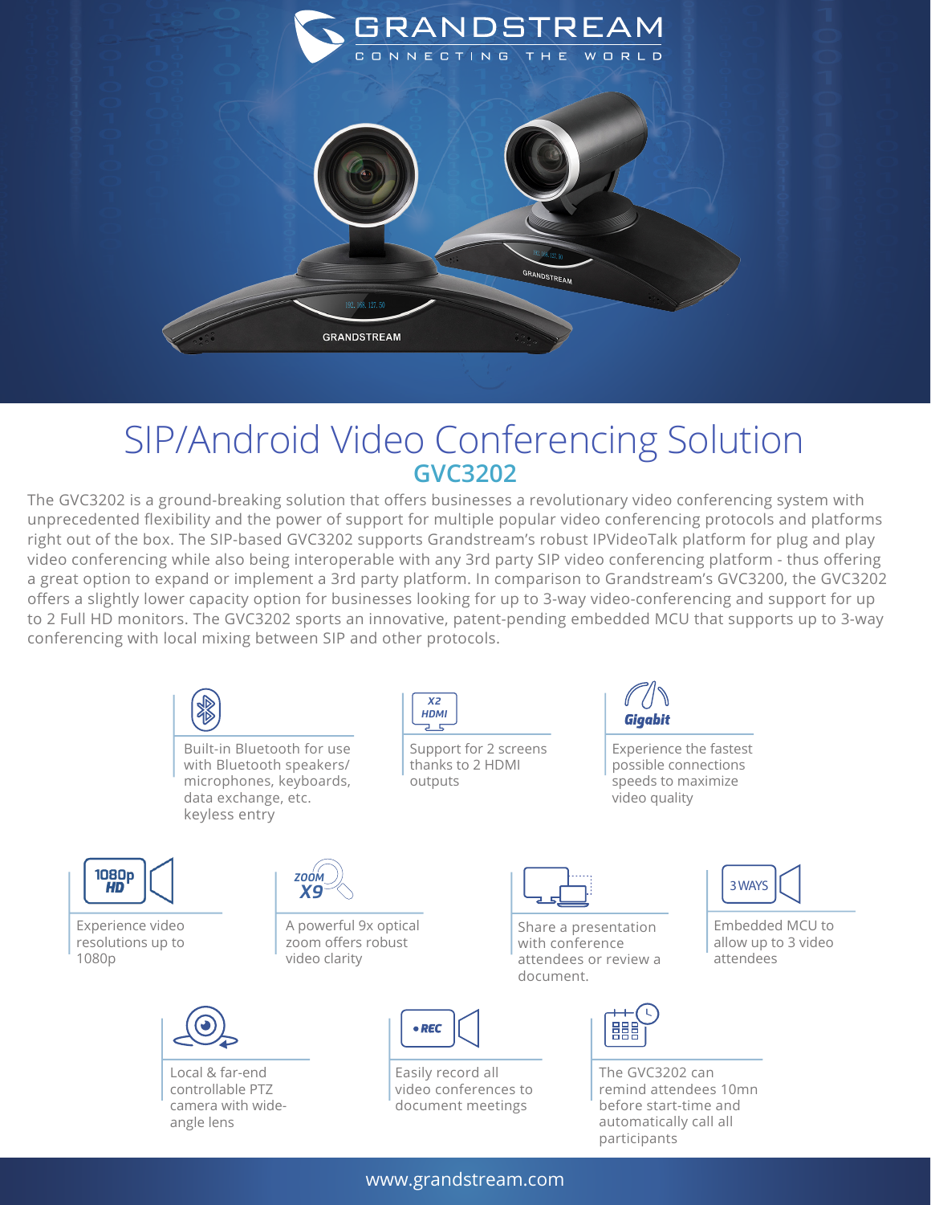GRANDSTREAM

CONNECTING THE WORLD

# SIP/Android Video Conferencing Solution

## GVC3202

The GVC3202 is a ground-breaking solution that offers businesses a revolutionary video conferencing system with unprecedented flexibility and the power of support for multiple popular video conferencing protocols and platforms right out of the box. The SIP-based GVC3202 supports Grandstream's robust IPVideoTalk platform for plug and play video conferencing while also being interoperable with any 3rd party SIP video conferencing platform - thus offering a great option to expand or implement a 3rd party platform. In comparison to Grandstream's GVC3200, the GVC3202 offers a slightly lower capacity option for businesses looking for up to 3-way video-conferencing and support for up to 2 Full HD monitors. The GVC3202 sports an innovative, patent-pending embedded MCU that supports up to 3-way conferencing with local mixing between SIP and other protocols.

- Built-in Bluetooth for use with Bluetooth speakers/ microphones, keyboards, data exchange, etc. keyless entry
- Support for 2 screens thanks to 2 HDMI outputs
- Experience the fastest possible connections speeds to maximize video quality
- Experience video resolutions up to 1080p
- A powerful 9x optical zoom offers robust video clarity
- Share a presentation with conference attendees or review a document.
- Embedded MCU to allow up to 3 video attendees
- Local & far-end controllable PTZ camera with wide-angle lens
- Easily record all video conferences to document meetings
- The GVC3202 can remind attendees 10mn before start-time and automatically call all participants

www.grandstream.com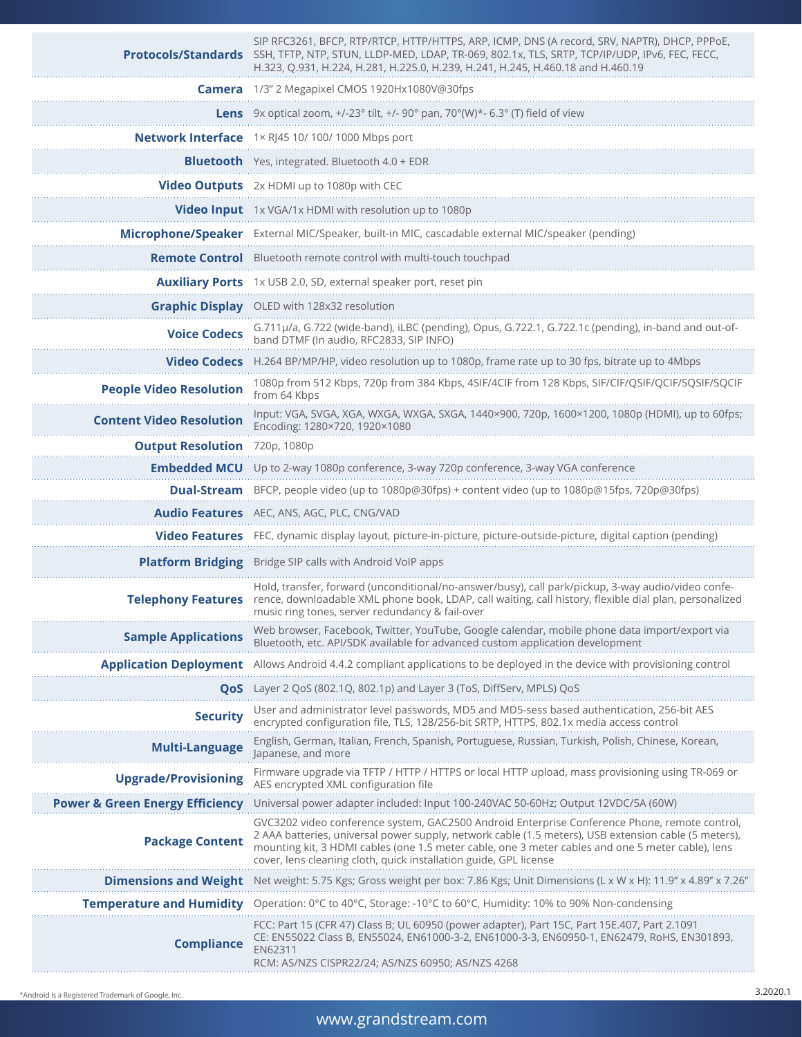| | |
|---|---|
| **Protocols/Standards** | SIP RFC3261, BFCP, RTP/RTCP, HTTP/HTTPS, ARP, ICMP, DNS (A record, SRV, NAPTR), DHCP, PPPoE, SSH, TFTP, NTP, STUN, LLDP-MED, LDAP, TR-069, 802.1x, TLS, SRTP, TCP/IP/UDP, IPv6, FEC, FECC, H.323, Q.931, H.224, H.281, H.225.0, H.239, H.241, H.245, H.460.18 and H.460.19 |
| **Camera** | 1/3" 2 Megapixel CMOS 1920Hx1080V@30fps |
| **Lens** | 9x optical zoom, +/-23° tilt, +/- 90° pan, 70°(W)*- 6.3° (T) field of view |
| **Network Interface** | 1× RJ45 10/ 100/ 1000 Mbps port |
| **Bluetooth** | Yes, integrated. Bluetooth 4.0 + EDR |
| **Video Outputs** | 2x HDMI up to 1080p with CEC |
| **Video Input** | 1x VGA/1x HDMI with resolution up to 1080p |
| **Microphone/Speaker** | External MIC/Speaker, built-in MIC, cascadable external MIC/speaker (pending) |
| **Remote Control** | Bluetooth remote control with multi-touch touchpad |
| **Auxiliary Ports** | 1x USB 2.0, SD, external speaker port, reset pin |
| **Graphic Display** | OLED with 128x32 resolution |
| **Voice Codecs** | G.711µ/a, G.722 (wide-band), iLBC (pending), Opus, G.722.1, G.722.1c (pending), in-band and out-of-band DTMF (In audio, RFC2833, SIP INFO) |
| **Video Codecs** | H.264 BP/MP/HP, video resolution up to 1080p, frame rate up to 30 fps, bitrate up to 4Mbps |
| **People Video Resolution** | 1080p from 512 Kbps, 720p from 384 Kbps, 4SIF/4CIF from 128 Kbps, SIF/CIF/QSIF/QCIF/SQSIF/SQCIF from 64 Kbps |
| **Content Video Resolution** | Input: VGA, SVGA, XGA, WXGA, WXGA, SXGA, 1440×900, 720p, 1600×1200, 1080p (HDMI), up to 60fps; Encoding: 1280×720, 1920×1080 |
| **Output Resolution** | 720p, 1080p |
| **Embedded MCU** | Up to 2-way 1080p conference, 3-way 720p conference, 3-way VGA conference |
| **Dual-Stream** | BFCP, people video (up to 1080p@30fps) + content video (up to 1080p@15fps, 720p@30fps) |
| **Audio Features** | AEC, ANS, AGC, PLC, CNG/VAD |
| **Video Features** | FEC, dynamic display layout, picture-in-picture, picture-outside-picture, digital caption (pending) |
| **Platform Bridging** | Bridge SIP calls with Android VoIP apps |
| **Telephony Features** | Hold, transfer, forward (unconditional/no-answer/busy), call park/pickup, 3-way audio/video conference, downloadable XML phone book, LDAP, call waiting, call history, flexible dial plan, personalized music ring tones, server redundancy & fail-over |
| **Sample Applications** | Web browser, Facebook, Twitter, YouTube, Google calendar, mobile phone data import/export via Bluetooth, etc. API/SDK available for advanced custom application development |
| **Application Deployment** | Allows Android 4.4.2 compliant applications to be deployed in the device with provisioning control |
| **QoS** | Layer 2 QoS (802.1Q, 802.1p) and Layer 3 (ToS, DiffServ, MPLS) QoS |
| **Security** | User and administrator level passwords, MD5 and MD5-sess based authentication, 256-bit AES encrypted configuration file, TLS, 128/256-bit SRTP, HTTPS, 802.1x media access control |
| **Multi-Language** | English, German, Italian, French, Spanish, Portuguese, Russian, Turkish, Polish, Chinese, Korean, Japanese, and more |
| **Upgrade/Provisioning** | Firmware upgrade via TFTP / HTTP / HTTPS or local HTTP upload, mass provisioning using TR-069 or AES encrypted XML configuration file |
| **Power & Green Energy Efficiency** | Universal power adapter included: Input 100-240VAC 50-60Hz; Output 12VDC/5A (60W) |
| **Package Content** | GVC3202 video conference system, GAC2500 Android Enterprise Conference Phone, remote control, 2 AAA batteries, universal power supply, network cable (1.5 meters), USB extension cable (5 meters), mounting kit, 3 HDMI cables (one 1.5 meter cable, one 3 meter cables and one 5 meter cable), lens cover, lens cleaning cloth, quick installation guide, GPL license |
| **Dimensions and Weight** | Net weight: 5.75 Kgs; Gross weight per box: 7.86 Kgs; Unit Dimensions (L x W x H): 11.9" x 4.89" x 7.26" |
| **Temperature and Humidity** | Operation: 0°C to 40°C, Storage: -10°C to 60°C, Humidity: 10% to 90% Non-condensing |
| **Compliance** | FCC: Part 15 (CFR 47) Class B; UL 60950 (power adapter), Part 15C, Part 15E.407, Part 2.1091<br>CE: EN55022 Class B, EN55024, EN61000-3-2, EN61000-3-3, EN60950-1, EN62479, RoHS, EN301893, EN62311<br>RCM: AS/NZS CISPR22/24; AS/NZS 60950; AS/NZS 4268 |

*Android is a Registered Trademark of Google, Inc.

3.2020.1

www.grandstream.com